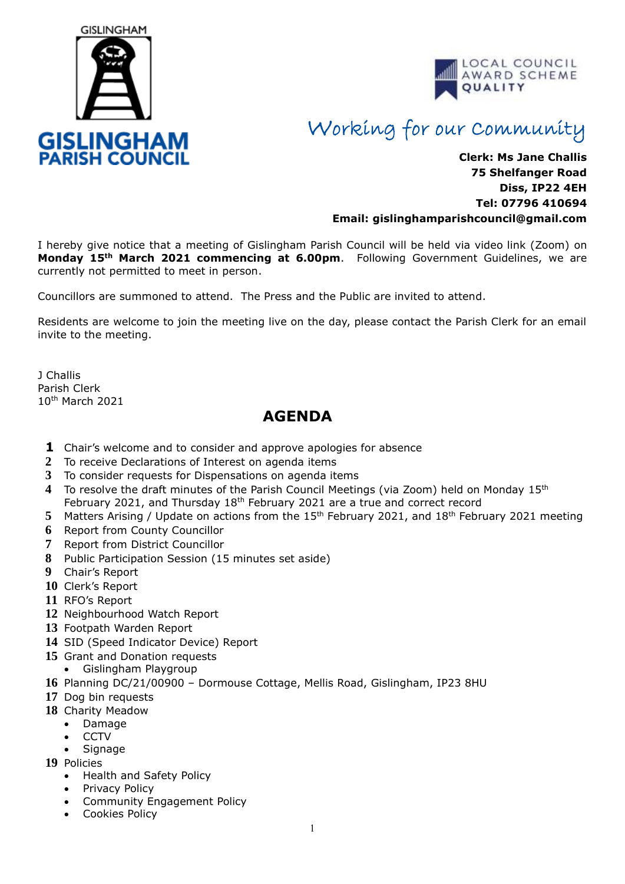GISLINGHAM

**GISLINGHAM PARISH COUNCIL**

LOCAL COUNCIL AWARD SCHEME QUALITY

*Working for our Community*

**Clerk: Ms Jane Challis**
**75 Shelfanger Road**
**Diss, IP22 4EH**
**Tel: 07796 410694**
**Email: gislinghamparishcouncil@gmail.com**

I hereby give notice that a meeting of Gislingham Parish Council will be held via video link (Zoom) on **Monday 15th March 2021 commencing at 6.00pm**. Following Government Guidelines, we are currently not permitted to meet in person.

Councillors are summoned to attend. The Press and the Public are invited to attend.

Residents are welcome to join the meeting live on the day, please contact the Parish Clerk for an email invite to the meeting.

J Challis
Parish Clerk
10th March 2021

## AGENDA

1. Chair's welcome and to consider and approve apologies for absence
2. To receive Declarations of Interest on agenda items
3. To consider requests for Dispensations on agenda items
4. To resolve the draft minutes of the Parish Council Meetings (via Zoom) held on Monday 15th February 2021, and Thursday 18th February 2021 are a true and correct record
5. Matters Arising / Update on actions from the 15th February 2021, and 18th February 2021 meeting
6. Report from County Councillor
7. Report from District Councillor
8. Public Participation Session (15 minutes set aside)
9. Chair's Report
10. Clerk's Report
11. RFO's Report
12. Neighbourhood Watch Report
13. Footpath Warden Report
14. SID (Speed Indicator Device) Report
15. Grant and Donation requests
    - Gislingham Playgroup
16. Planning DC/21/00900 – Dormouse Cottage, Mellis Road, Gislingham, IP23 8HU
17. Dog bin requests
18. Charity Meadow
    - Damage
    - CCTV
    - Signage
19. Policies
    - Health and Safety Policy
    - Privacy Policy
    - Community Engagement Policy
    - Cookies Policy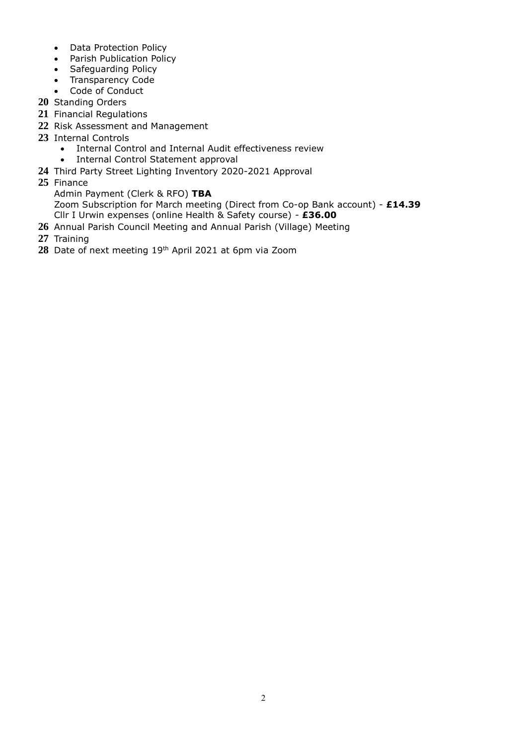- Data Protection Policy
- Parish Publication Policy
- Safeguarding Policy
- Transparency Code
- Code of Conduct

**20** Standing Orders

**21** Financial Regulations

**22** Risk Assessment and Management

**23** Internal Controls

- Internal Control and Internal Audit effectiveness review
- Internal Control Statement approval

**24** Third Party Street Lighting Inventory 2020-2021 Approval

**25** Finance
Admin Payment (Clerk & RFO) **TBA**
Zoom Subscription for March meeting (Direct from Co-op Bank account) - **£14.39**
Cllr I Urwin expenses (online Health & Safety course) - **£36.00**

**26** Annual Parish Council Meeting and Annual Parish (Village) Meeting

**27** Training

**28** Date of next meeting 19th April 2021 at 6pm via Zoom